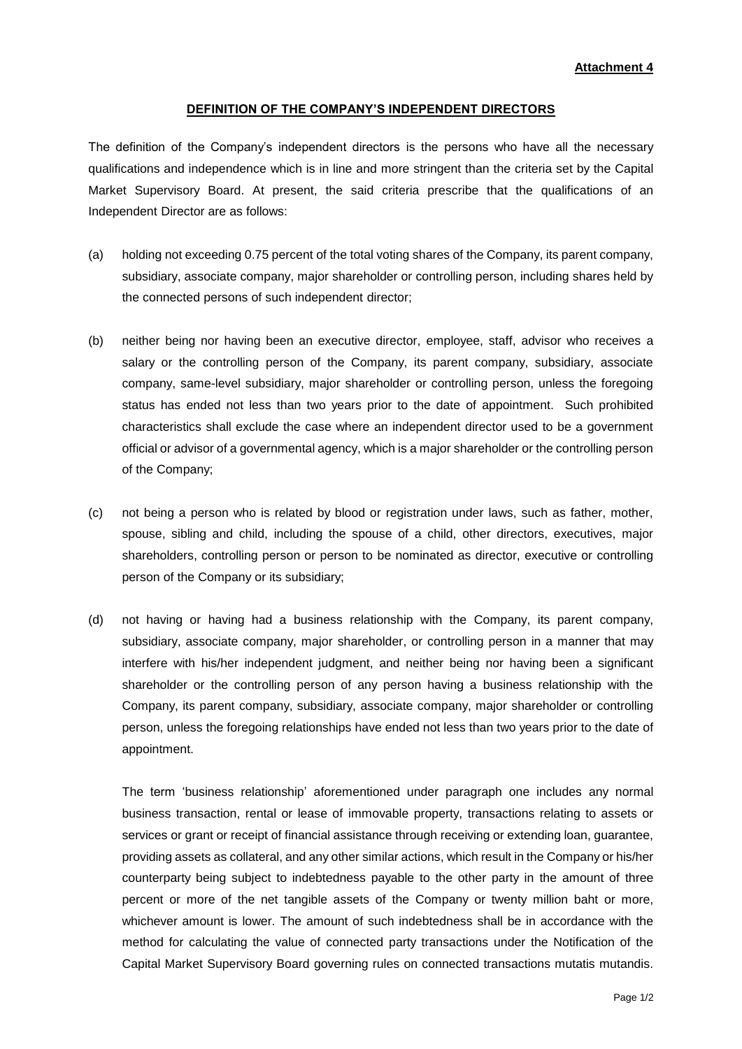**Attachment 4**

## DEFINITION OF THE COMPANY'S INDEPENDENT DIRECTORS

The definition of the Company's independent directors is the persons who have all the necessary qualifications and independence which is in line and more stringent than the criteria set by the Capital Market Supervisory Board. At present, the said criteria prescribe that the qualifications of an Independent Director are as follows:

(a) holding not exceeding 0.75 percent of the total voting shares of the Company, its parent company, subsidiary, associate company, major shareholder or controlling person, including shares held by the connected persons of such independent director;

(b) neither being nor having been an executive director, employee, staff, advisor who receives a salary or the controlling person of the Company, its parent company, subsidiary, associate company, same-level subsidiary, major shareholder or controlling person, unless the foregoing status has ended not less than two years prior to the date of appointment. Such prohibited characteristics shall exclude the case where an independent director used to be a government official or advisor of a governmental agency, which is a major shareholder or the controlling person of the Company;

(c) not being a person who is related by blood or registration under laws, such as father, mother, spouse, sibling and child, including the spouse of a child, other directors, executives, major shareholders, controlling person or person to be nominated as director, executive or controlling person of the Company or its subsidiary;

(d) not having or having had a business relationship with the Company, its parent company, subsidiary, associate company, major shareholder, or controlling person in a manner that may interfere with his/her independent judgment, and neither being nor having been a significant shareholder or the controlling person of any person having a business relationship with the Company, its parent company, subsidiary, associate company, major shareholder or controlling person, unless the foregoing relationships have ended not less than two years prior to the date of appointment.

The term 'business relationship' aforementioned under paragraph one includes any normal business transaction, rental or lease of immovable property, transactions relating to assets or services or grant or receipt of financial assistance through receiving or extending loan, guarantee, providing assets as collateral, and any other similar actions, which result in the Company or his/her counterparty being subject to indebtedness payable to the other party in the amount of three percent or more of the net tangible assets of the Company or twenty million baht or more, whichever amount is lower. The amount of such indebtedness shall be in accordance with the method for calculating the value of connected party transactions under the Notification of the Capital Market Supervisory Board governing rules on connected transactions mutatis mutandis.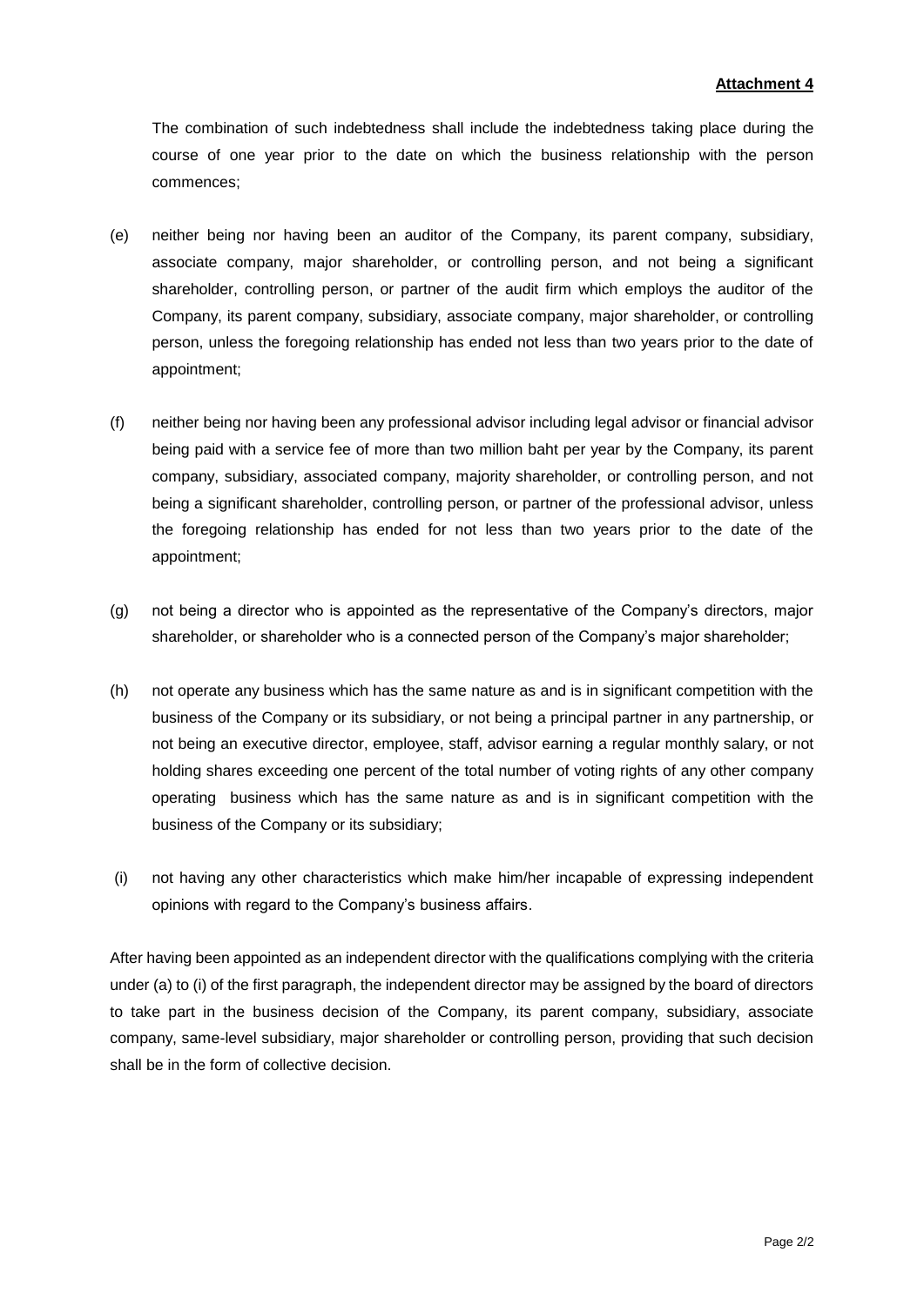**Attachment 4**

The combination of such indebtedness shall include the indebtedness taking place during the course of one year prior to the date on which the business relationship with the person commences;

(e) neither being nor having been an auditor of the Company, its parent company, subsidiary, associate company, major shareholder, or controlling person, and not being a significant shareholder, controlling person, or partner of the audit firm which employs the auditor of the Company, its parent company, subsidiary, associate company, major shareholder, or controlling person, unless the foregoing relationship has ended not less than two years prior to the date of appointment;

(f) neither being nor having been any professional advisor including legal advisor or financial advisor being paid with a service fee of more than two million baht per year by the Company, its parent company, subsidiary, associated company, majority shareholder, or controlling person, and not being a significant shareholder, controlling person, or partner of the professional advisor, unless the foregoing relationship has ended for not less than two years prior to the date of the appointment;

(g) not being a director who is appointed as the representative of the Company's directors, major shareholder, or shareholder who is a connected person of the Company's major shareholder;

(h) not operate any business which has the same nature as and is in significant competition with the business of the Company or its subsidiary, or not being a principal partner in any partnership, or not being an executive director, employee, staff, advisor earning a regular monthly salary, or not holding shares exceeding one percent of the total number of voting rights of any other company operating business which has the same nature as and is in significant competition with the business of the Company or its subsidiary;

(i) not having any other characteristics which make him/her incapable of expressing independent opinions with regard to the Company's business affairs.

After having been appointed as an independent director with the qualifications complying with the criteria under (a) to (i) of the first paragraph, the independent director may be assigned by the board of directors to take part in the business decision of the Company, its parent company, subsidiary, associate company, same-level subsidiary, major shareholder or controlling person, providing that such decision shall be in the form of collective decision.